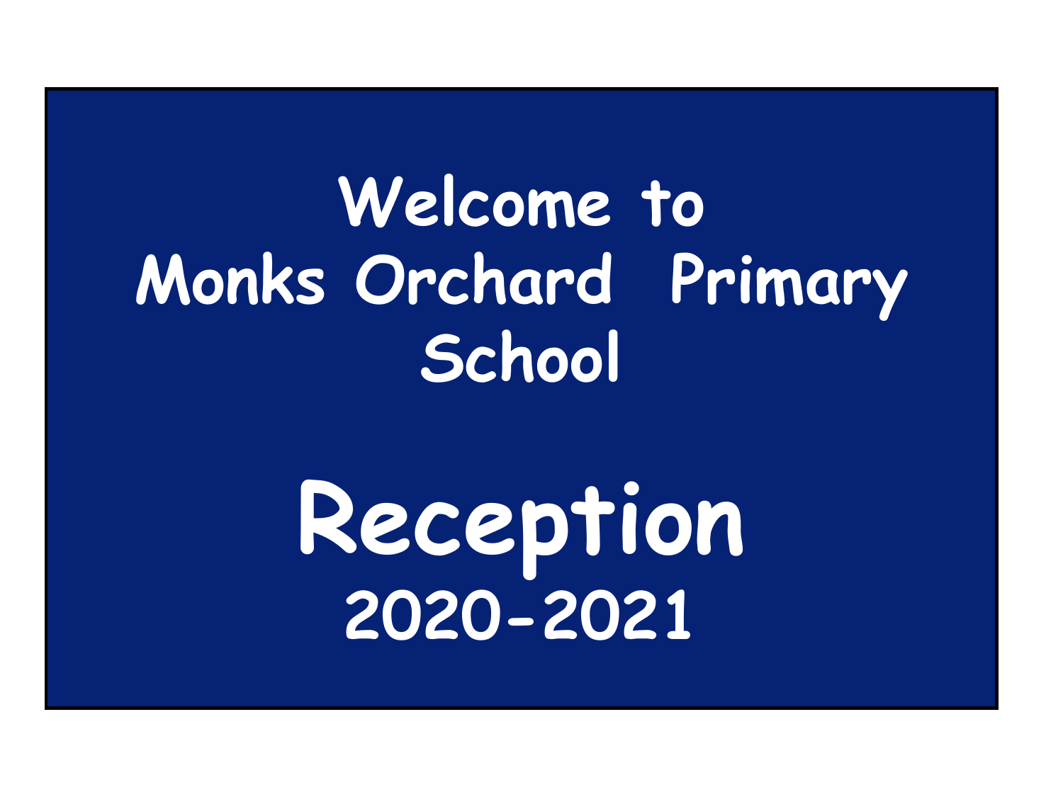# Welcome to Monks Orchard Primary School

# Reception

## 2020-2021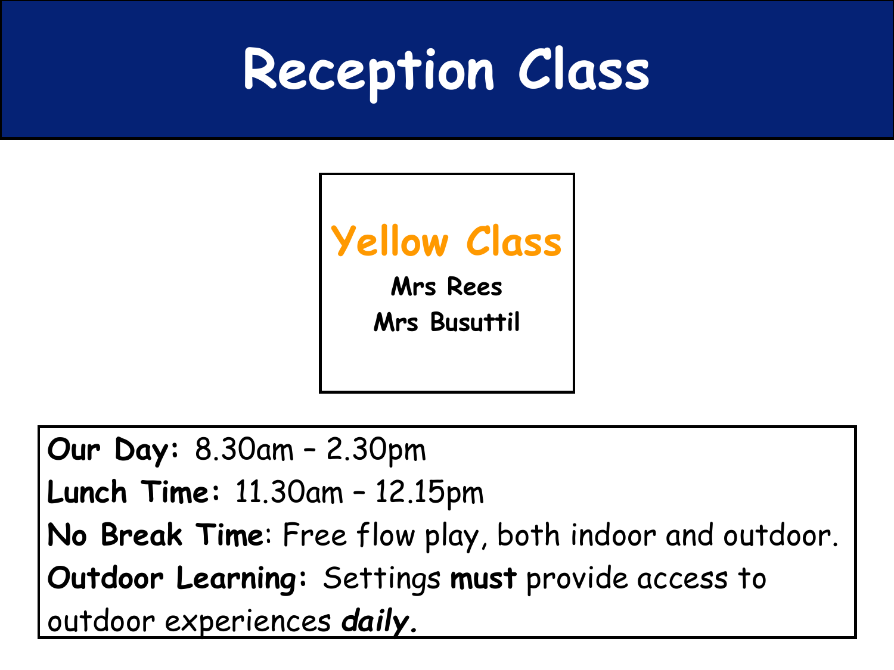# Reception Class

## Yellow Class

**Mrs Rees**

**Mrs Busuttil**

**Our Day:** 8.30am – 2.30pm

**Lunch Time:** 11.30am – 12.15pm

**No Break Time**: Free flow play, both indoor and outdoor.

**Outdoor Learning:** Settings **must** provide access to outdoor experiences ***daily.***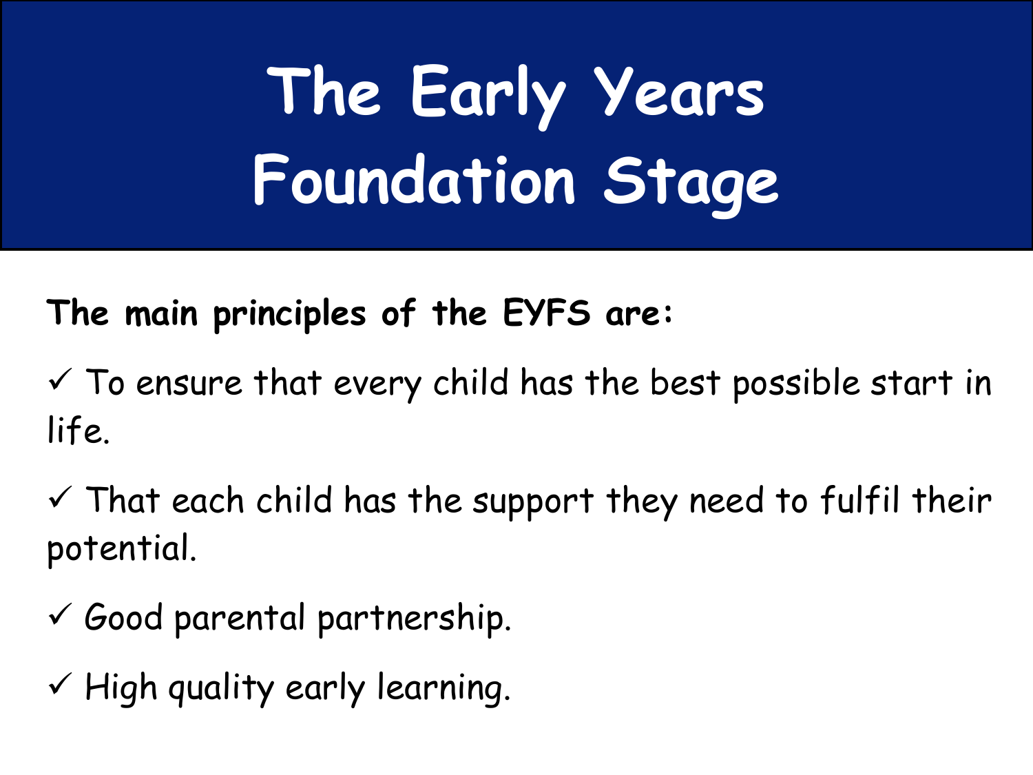# The Early Years Foundation Stage

**The main principles of the EYFS are:**

- ✓ To ensure that every child has the best possible start in life.
- ✓ That each child has the support they need to fulfil their potential.
- ✓ Good parental partnership.
- ✓ High quality early learning.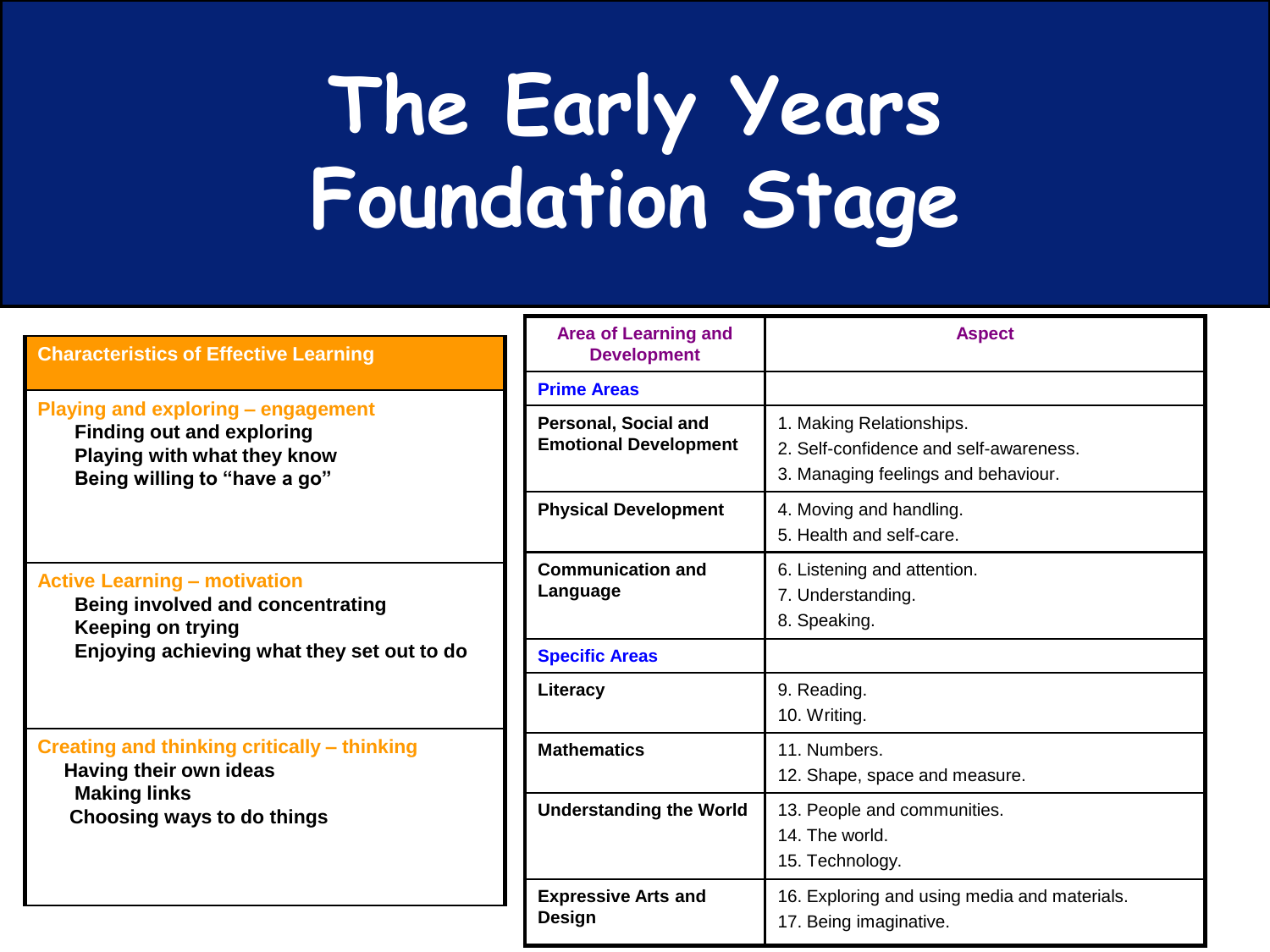# The Early Years Foundation Stage

| Characteristics of Effective Learning |
|---|
| **Playing and exploring – engagement**<br>Finding out and exploring<br>Playing with what they know<br>Being willing to "have a go" |
| **Active Learning – motivation**<br>Being involved and concentrating<br>Keeping on trying<br>Enjoying achieving what they set out to do |
| **Creating and thinking critically – thinking**<br>Having their own ideas<br>Making links<br>Choosing ways to do things |

| Area of Learning and Development | Aspect |
|---|---|
| **Prime Areas** | |
| **Personal, Social and Emotional Development** | 1. Making Relationships.<br>2. Self-confidence and self-awareness.<br>3. Managing feelings and behaviour. |
| **Physical Development** | 4. Moving and handling.<br>5. Health and self-care. |
| **Communication and Language** | 6. Listening and attention.<br>7. Understanding.<br>8. Speaking. |
| **Specific Areas** | |
| **Literacy** | 9. Reading.<br>10. Writing. |
| **Mathematics** | 11. Numbers.<br>12. Shape, space and measure. |
| **Understanding the World** | 13. People and communities.<br>14. The world.<br>15. Technology. |
| **Expressive Arts and Design** | 16. Exploring and using media and materials.<br>17. Being imaginative. |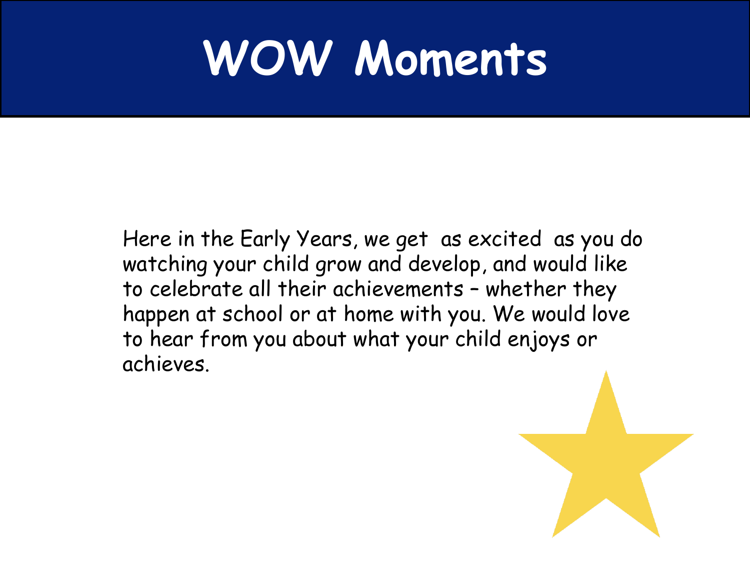# WOW Moments

Here in the Early Years, we get as excited as you do watching your child grow and develop, and would like to celebrate all their achievements – whether they happen at school or at home with you. We would love to hear from you about what your child enjoys or achieves.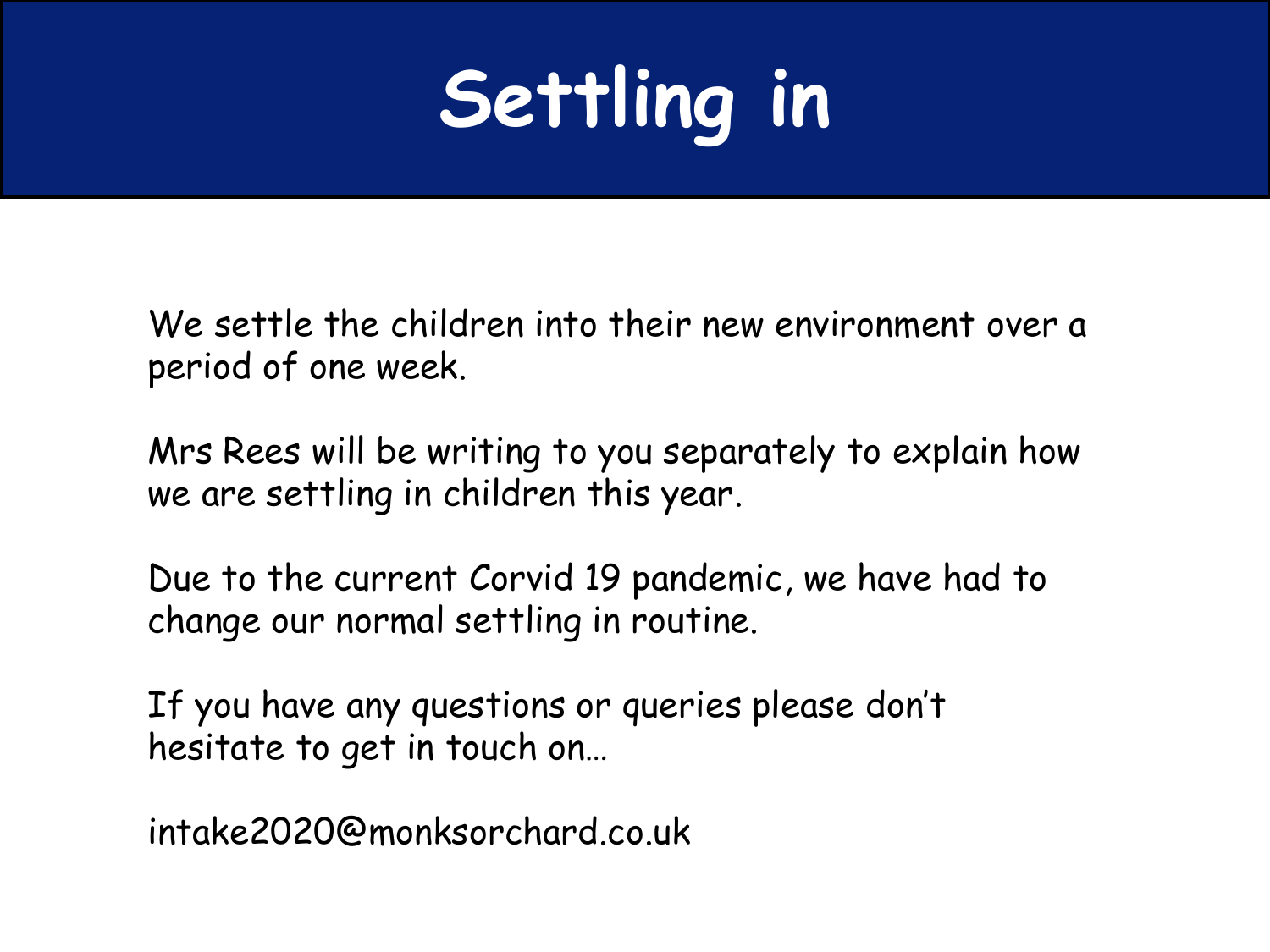# Settling in

We settle the children into their new environment over a period of one week.

Mrs Rees will be writing to you separately to explain how we are settling in children this year.

Due to the current Corvid 19 pandemic, we have had to change our normal settling in routine.

If you have any questions or queries please don't hesitate to get in touch on…

intake2020@monksorchard.co.uk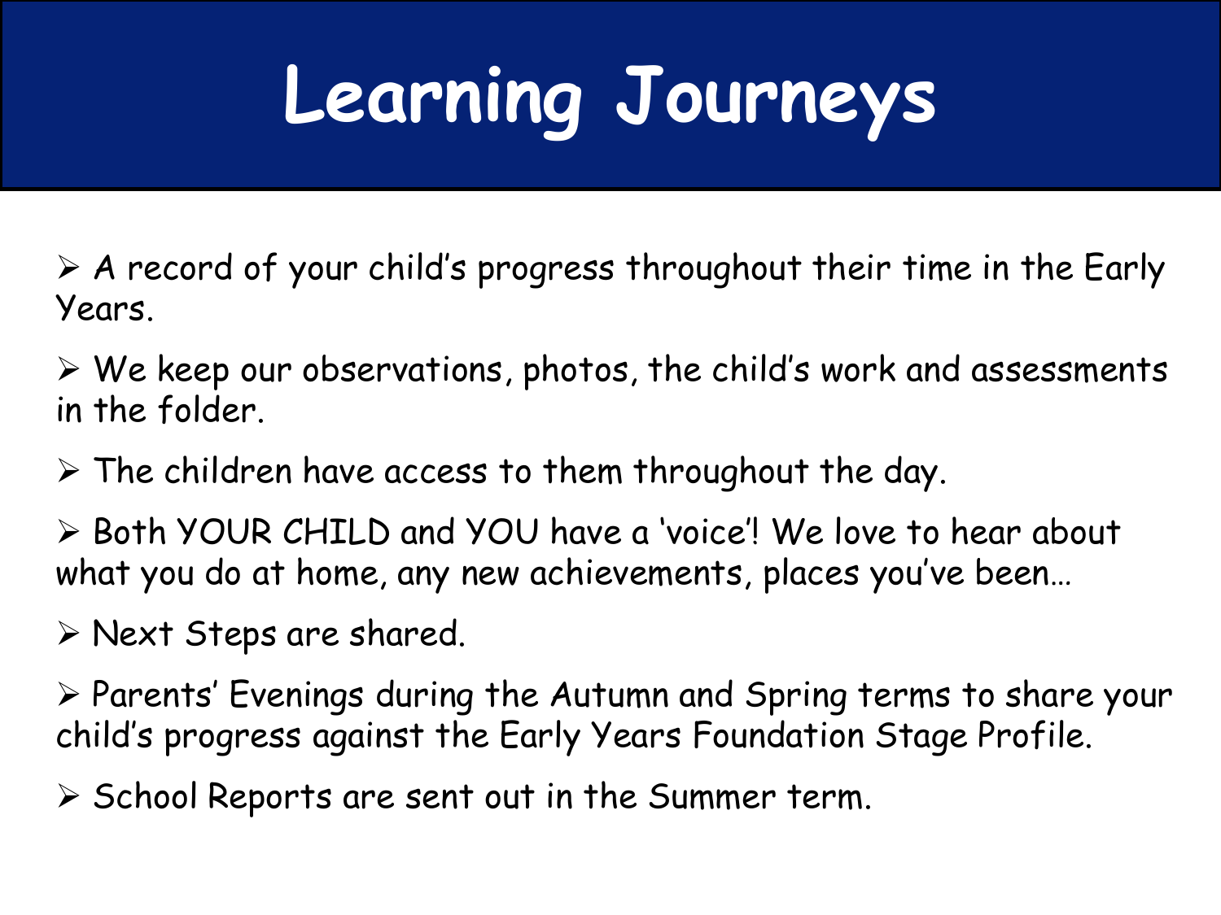# Learning Journeys

- A record of your child's progress throughout their time in the Early Years.
- We keep our observations, photos, the child's work and assessments in the folder.
- The children have access to them throughout the day.
- Both YOUR CHILD and YOU have a 'voice'! We love to hear about what you do at home, any new achievements, places you've been…
- Next Steps are shared.
- Parents' Evenings during the Autumn and Spring terms to share your child's progress against the Early Years Foundation Stage Profile.
- School Reports are sent out in the Summer term.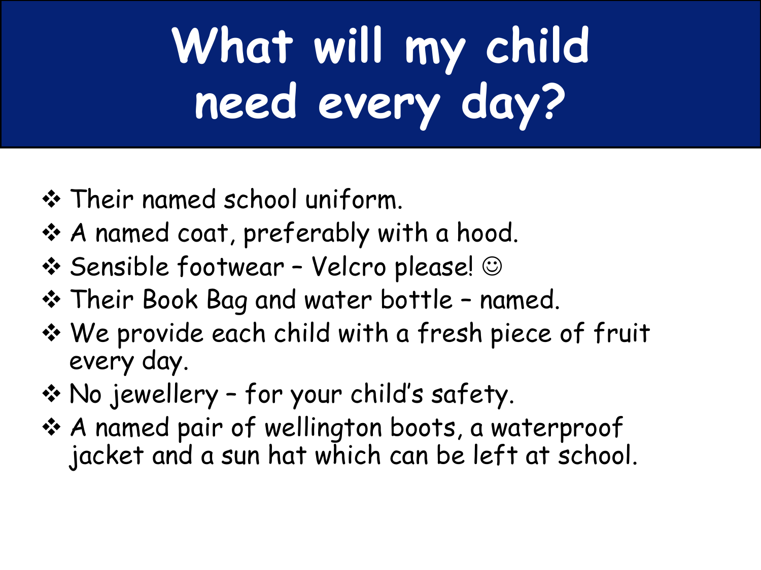# What will my child need every day?

- Their named school uniform.
- A named coat, preferably with a hood.
- Sensible footwear – Velcro please! ☺
- Their Book Bag and water bottle – named.
- We provide each child with a fresh piece of fruit every day.
- No jewellery – for your child's safety.
- A named pair of wellington boots, a waterproof jacket and a sun hat which can be left at school.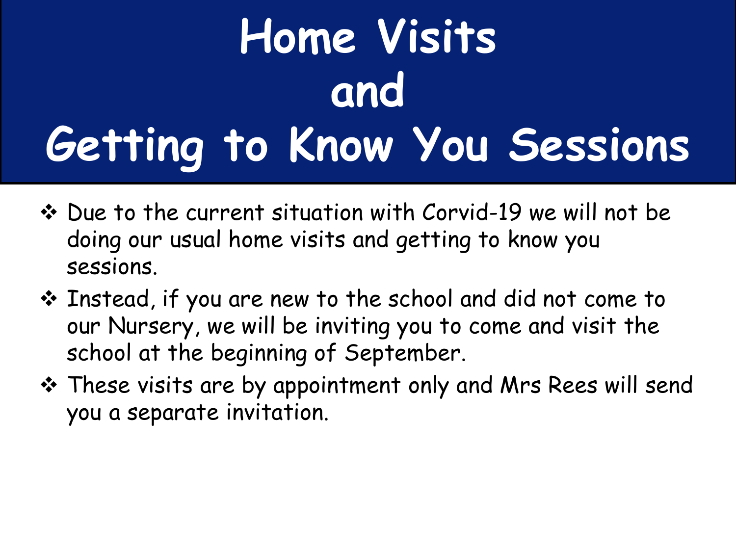# Home Visits and Getting to Know You Sessions

- Due to the current situation with Corvid-19 we will not be doing our usual home visits and getting to know you sessions.
- Instead, if you are new to the school and did not come to our Nursery, we will be inviting you to come and visit the school at the beginning of September.
- These visits are by appointment only and Mrs Rees will send you a separate invitation.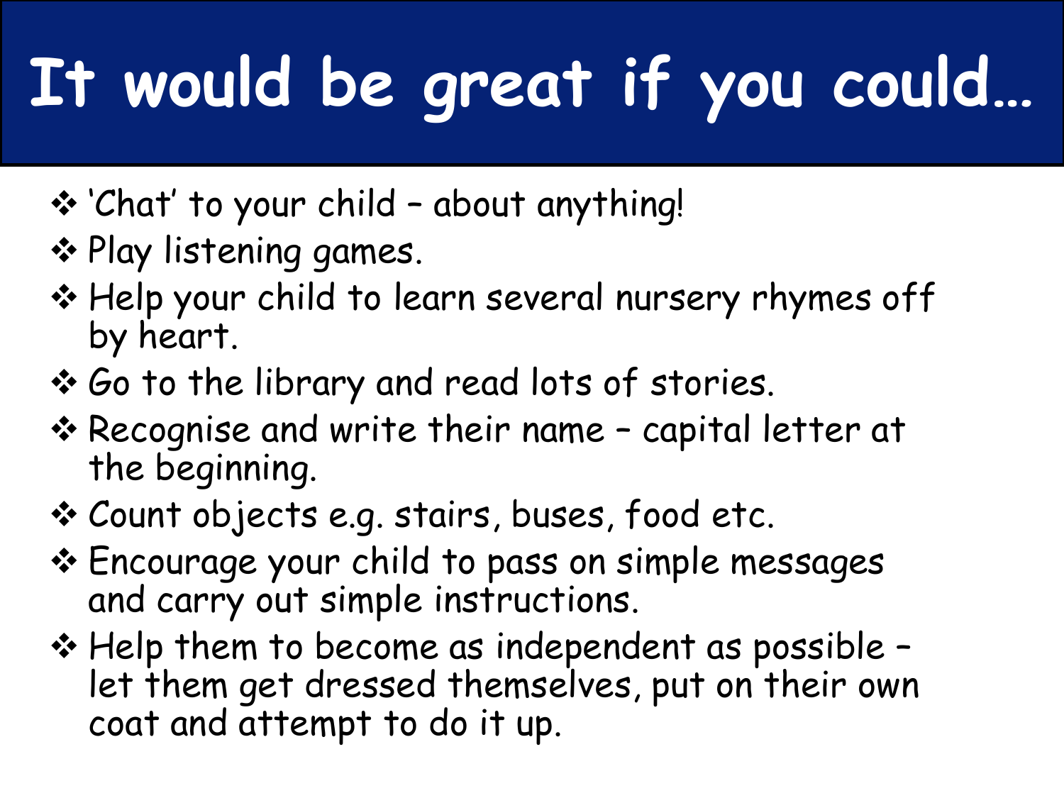# It would be great if you could…

- 'Chat' to your child – about anything!
- Play listening games.
- Help your child to learn several nursery rhymes off by heart.
- Go to the library and read lots of stories.
- Recognise and write their name – capital letter at the beginning.
- Count objects e.g. stairs, buses, food etc.
- Encourage your child to pass on simple messages and carry out simple instructions.
- Help them to become as independent as possible – let them get dressed themselves, put on their own coat and attempt to do it up.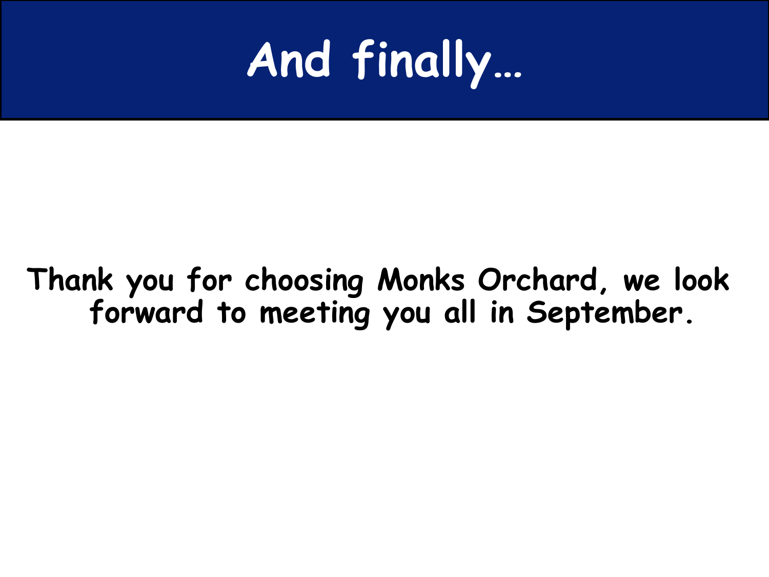# And finally…

**Thank you for choosing Monks Orchard, we look forward to meeting you all in September.**